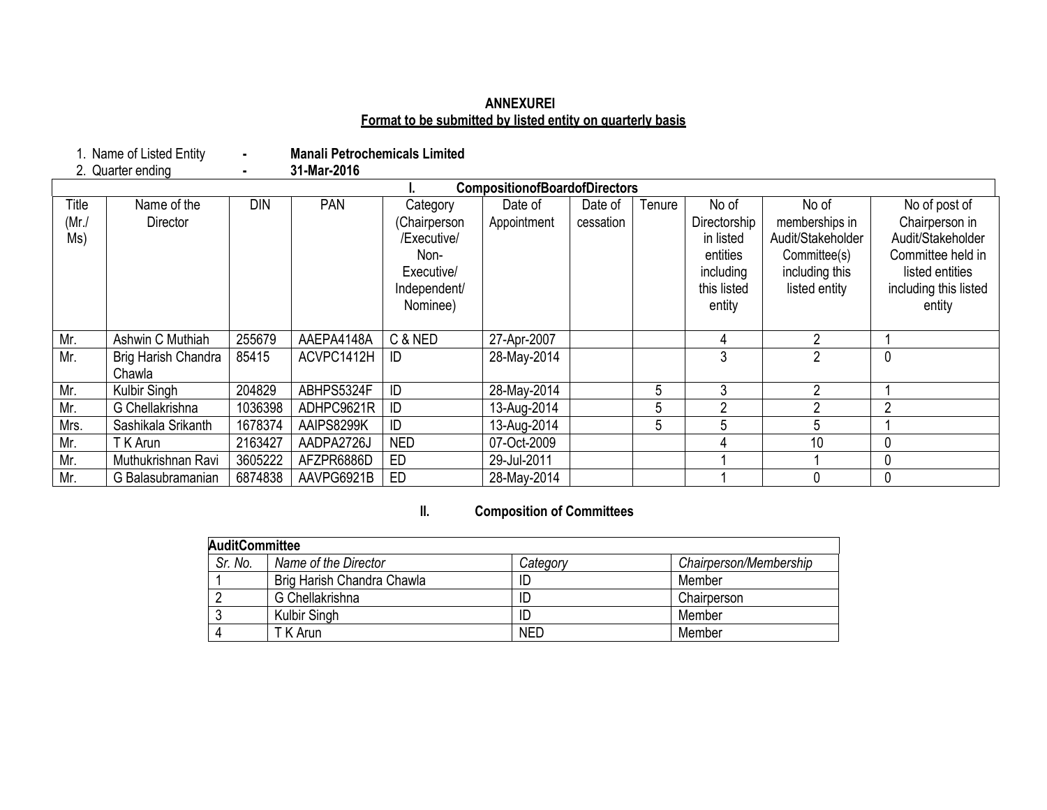**ANNEXUREI**

**Format to be submitted by listed entity on quarterly basis**

1. Name of Listed Entity - **Manali Petrochemicals Limited**
2. Quarter ending - **31-Mar-2016**

**I. CompositionofBoardofDirectors**

| Title (Mr./ Ms) | Name of the Director | DIN | PAN | Category (Chairperson /Executive/ Non-Executive/ Independent/ Nominee) | Date of Appointment | Date of cessation | Tenure | No of Directorship in listed entities including this listed entity | No of memberships in Audit/Stakeholder Committee(s) including this listed entity | No of post of Chairperson in Audit/Stakeholder Committee held in listed entities including this listed entity |
|---|---|---|---|---|---|---|---|---|---|---|
| Mr. | Ashwin C Muthiah | 255679 | AAEPA4148A | C & NED | 27-Apr-2007 | | | 4 | 2 | 1 |
| Mr. | Brig Harish Chandra Chawla | 85415 | ACVPC1412H | ID | 28-May-2014 | | | 3 | 2 | 0 |
| Mr. | Kulbir Singh | 204829 | ABHPS5324F | ID | 28-May-2014 | | 5 | 3 | 2 | 1 |
| Mr. | G Chellakrishna | 1036398 | ADHPC9621R | ID | 13-Aug-2014 | | 5 | 2 | 2 | 2 |
| Mrs. | Sashikala Srikanth | 1678374 | AAIPS8299K | ID | 13-Aug-2014 | | 5 | 5 | 5 | 1 |
| Mr. | T K Arun | 2163427 | AADPA2726J | NED | 07-Oct-2009 | | | 4 | 10 | 0 |
| Mr. | Muthukrishnan Ravi | 3605222 | AFZPR6886D | ED | 29-Jul-2011 | | | 1 | 1 | 0 |
| Mr. | G Balasubramanian | 6874838 | AAVPG6921B | ED | 28-May-2014 | | | 1 | 0 | 0 |

**II. Composition of Committees**

| **AuditCommittee** | | | |
|---|---|---|---|
| *Sr. No.* | *Name of the Director* | *Category* | *Chairperson/Membership* |
| 1 | Brig Harish Chandra Chawla | ID | Member |
| 2 | G Chellakrishna | ID | Chairperson |
| 3 | Kulbir Singh | ID | Member |
| 4 | T K Arun | NED | Member |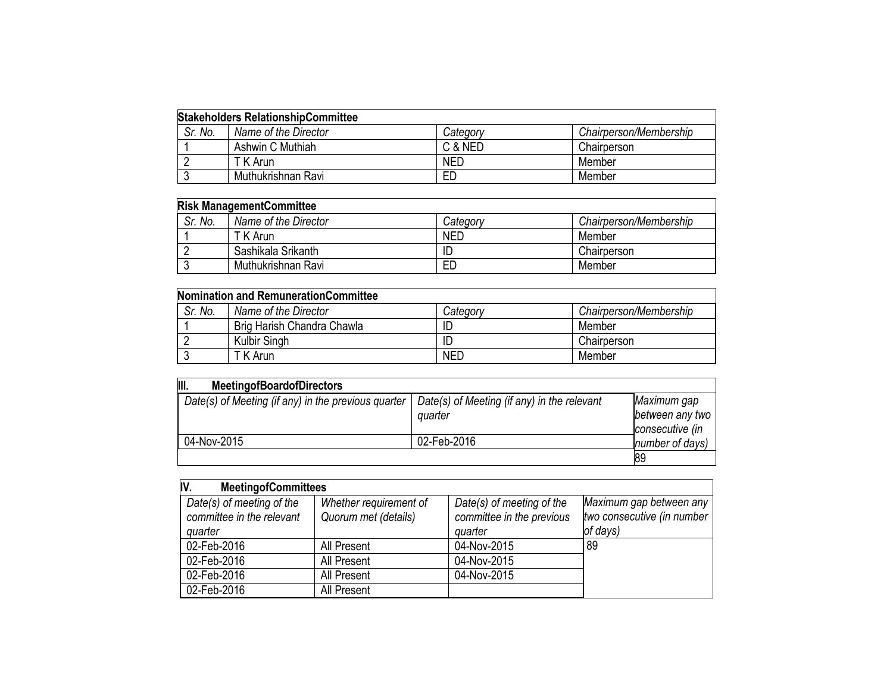| **Stakeholders RelationshipCommittee** | | | |
|---|---|---|---|
| *Sr. No.* | *Name of the Director* | *Category* | *Chairperson/Membership* |
| 1 | Ashwin C Muthiah | C & NED | Chairperson |
| 2 | T K Arun | NED | Member |
| 3 | Muthukrishnan Ravi | ED | Member |

| **Risk ManagementCommittee** | | | |
|---|---|---|---|
| *Sr. No.* | *Name of the Director* | *Category* | *Chairperson/Membership* |
| 1 | T K Arun | NED | Member |
| 2 | Sashikala Srikanth | ID | Chairperson |
| 3 | Muthukrishnan Ravi | ED | Member |

| **Nomination and RemunerationCommittee** | | | |
|---|---|---|---|
| *Sr. No.* | *Name of the Director* | *Category* | *Chairperson/Membership* |
| 1 | Brig Harish Chandra Chawla | ID | Member |
| 2 | Kulbir Singh | ID | Chairperson |
| 3 | T K Arun | NED | Member |

| **III. MeetingofBoardofDirectors** | | |
|---|---|---|
| *Date(s) of Meeting (if any) in the previous quarter* | *Date(s) of Meeting (if any) in the relevant quarter* | *Maximum gap between any two consecutive (in number of days)* |
| 04-Nov-2015 | 02-Feb-2016 | |
| | | 89 |

| **IV. MeetingofCommittees** | | | |
|---|---|---|---|
| *Date(s) of meeting of the committee in the relevant quarter* | *Whether requirement of Quorum met (details)* | *Date(s) of meeting of the committee in the previous quarter* | *Maximum gap between any two consecutive (in number of days)* |
| 02-Feb-2016 | All Present | 04-Nov-2015 | 89 |
| 02-Feb-2016 | All Present | 04-Nov-2015 | |
| 02-Feb-2016 | All Present | 04-Nov-2015 | |
| 02-Feb-2016 | All Present | | |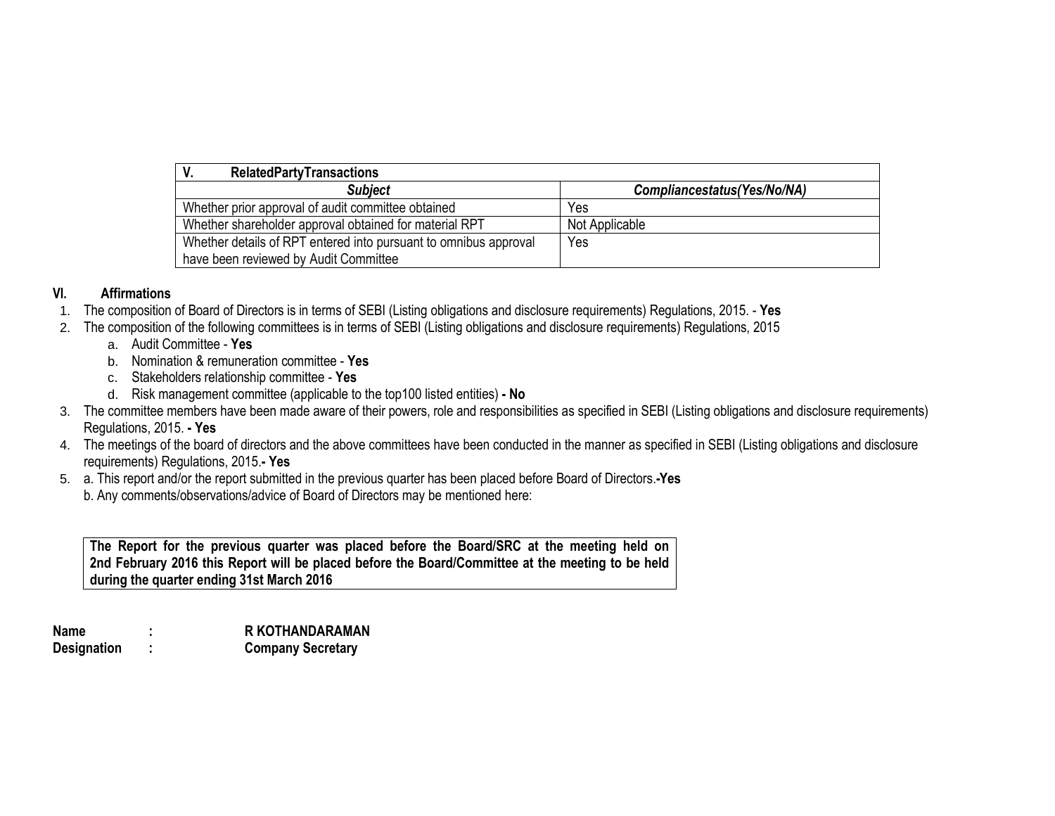| V. RelatedPartyTransactions | |
|---|---|
| ***Subject*** | ***Compliancestatus(Yes/No/NA)*** |
| Whether prior approval of audit committee obtained | Yes |
| Whether shareholder approval obtained for material RPT | Not Applicable |
| Whether details of RPT entered into pursuant to omnibus approval have been reviewed by Audit Committee | Yes |

**VI. Affirmations**

1. The composition of Board of Directors is in terms of SEBI (Listing obligations and disclosure requirements) Regulations, 2015. - **Yes**
2. The composition of the following committees is in terms of SEBI (Listing obligations and disclosure requirements) Regulations, 2015
   a. Audit Committee - **Yes**
   b. Nomination & remuneration committee - **Yes**
   c. Stakeholders relationship committee - **Yes**
   d. Risk management committee (applicable to the top100 listed entities) **- No**
3. The committee members have been made aware of their powers, role and responsibilities as specified in SEBI (Listing obligations and disclosure requirements) Regulations, 2015. **- Yes**
4. The meetings of the board of directors and the above committees have been conducted in the manner as specified in SEBI (Listing obligations and disclosure requirements) Regulations, 2015.**- Yes**
5. a. This report and/or the report submitted in the previous quarter has been placed before Board of Directors.**-Yes**
   b. Any comments/observations/advice of Board of Directors may be mentioned here:

**The Report for the previous quarter was placed before the Board/SRC at the meeting held on 2nd February 2016 this Report will be placed before the Board/Committee at the meeting to be held during the quarter ending 31st March 2016**

**Name : R KOTHANDARAMAN**
**Designation : Company Secretary**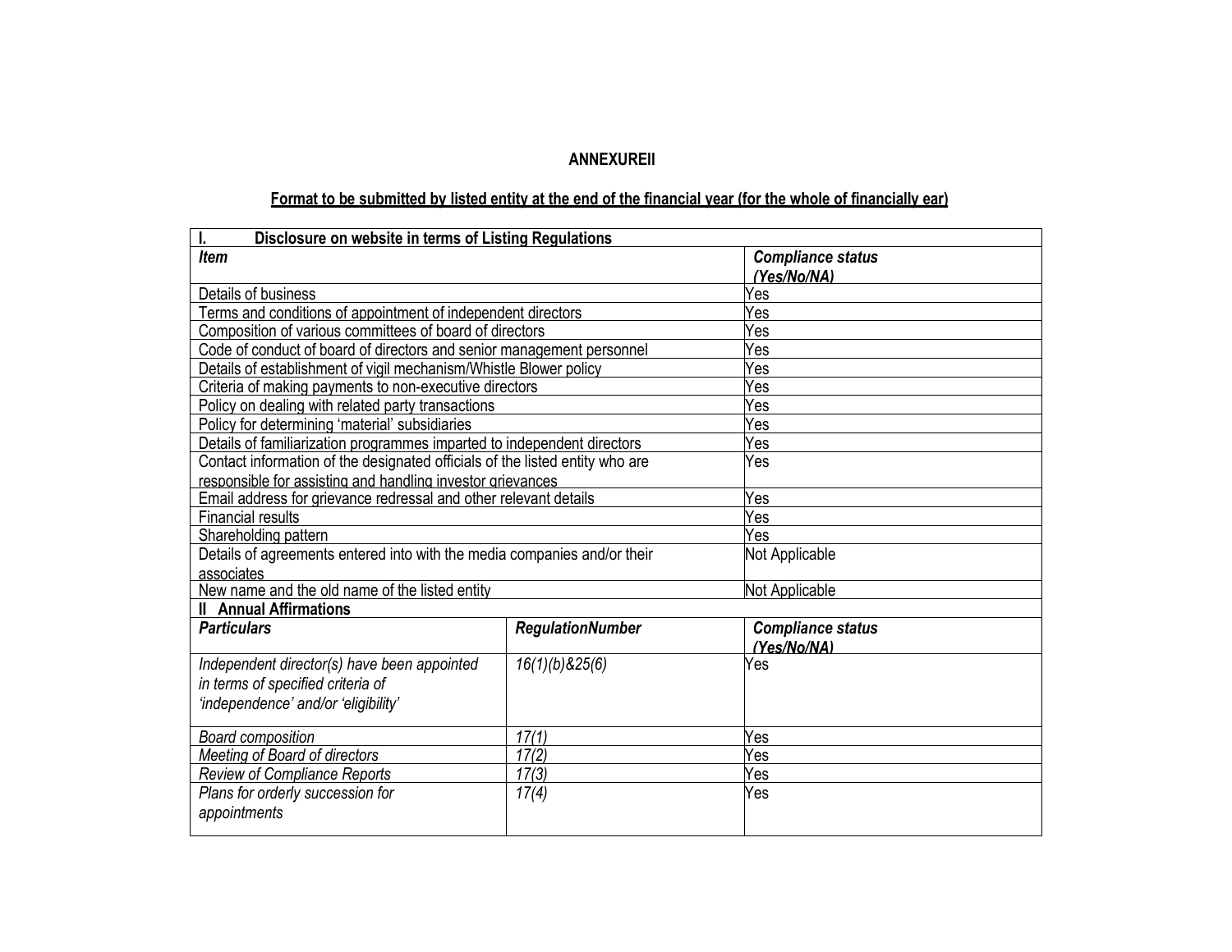**ANNEXUREII**

**Format to be submitted by listed entity at the end of the financial year (for the whole of financially ear)**

| **I. Disclosure on website in terms of Listing Regulations** | | |
|---|---|---|
| ***Item*** | | ***Compliance status (Yes/No/NA)*** |
| Details of business | | Yes |
| Terms and conditions of appointment of independent directors | | Yes |
| Composition of various committees of board of directors | | Yes |
| Code of conduct of board of directors and senior management personnel | | Yes |
| Details of establishment of vigil mechanism/Whistle Blower policy | | Yes |
| Criteria of making payments to non-executive directors | | Yes |
| Policy on dealing with related party transactions | | Yes |
| Policy for determining 'material' subsidiaries | | Yes |
| Details of familiarization programmes imparted to independent directors | | Yes |
| Contact information of the designated officials of the listed entity who are responsible for assisting and handling investor grievances | | Yes |
| Email address for grievance redressal and other relevant details | | Yes |
| Financial results | | Yes |
| Shareholding pattern | | Yes |
| Details of agreements entered into with the media companies and/or their associates | | Not Applicable |
| New name and the old name of the listed entity | | Not Applicable |
| **II Annual Affirmations** | | |
| ***Particulars*** | ***RegulationNumber*** | ***Compliance status (Yes/No/NA)*** |
| *Independent director(s) have been appointed in terms of specified criteria of 'independence' and/or 'eligibility'* | *16(1)(b)&25(6)* | Yes |
| *Board composition* | *17(1)* | Yes |
| *Meeting of Board of directors* | *17(2)* | Yes |
| *Review of Compliance Reports* | *17(3)* | Yes |
| *Plans for orderly succession for appointments* | *17(4)* | Yes |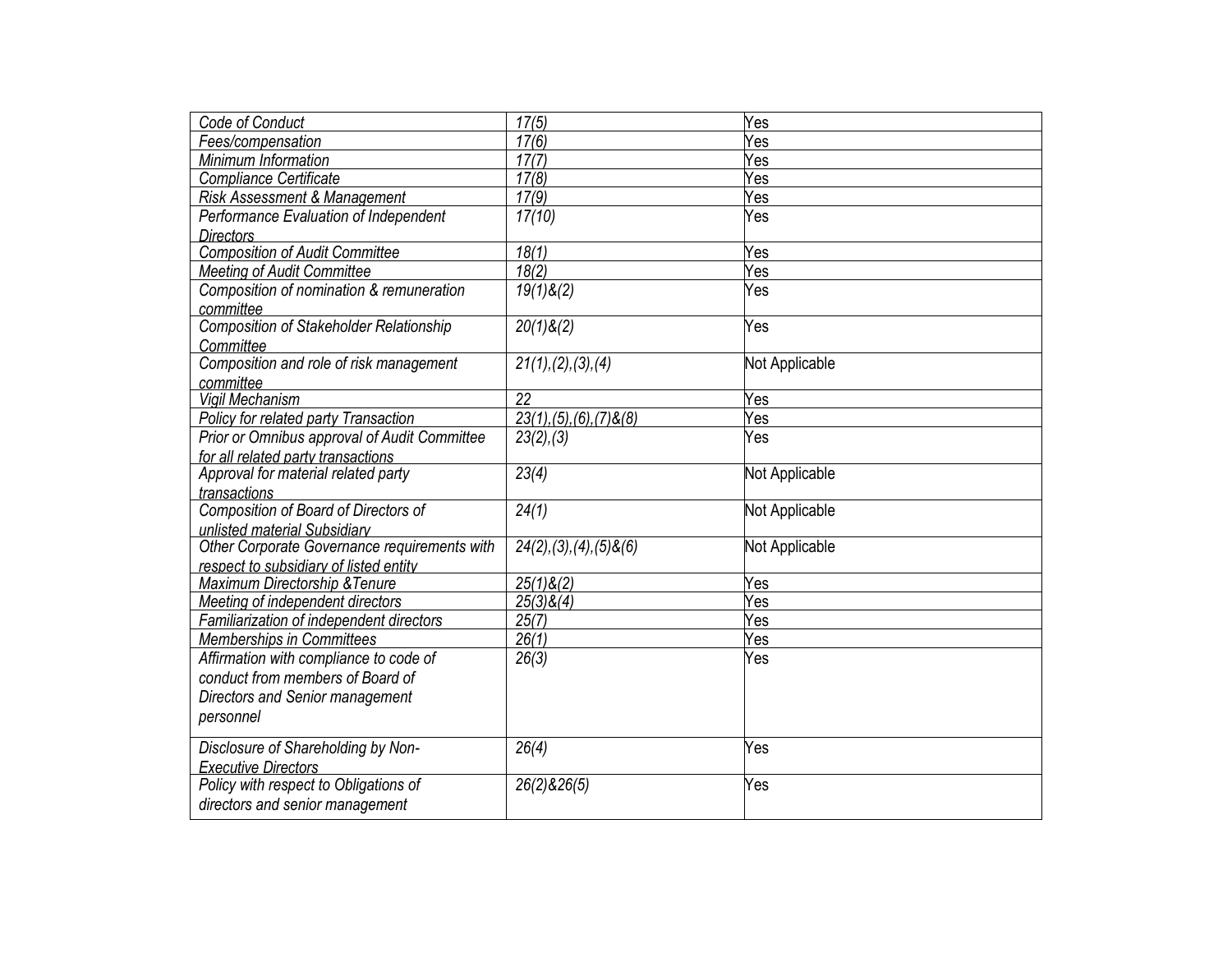| Code of Conduct | 17(5) | Yes |
|---|---|---|
| Fees/compensation | 17(6) | Yes |
| Minimum Information | 17(7) | Yes |
| Compliance Certificate | 17(8) | Yes |
| Risk Assessment & Management | 17(9) | Yes |
| Performance Evaluation of Independent Directors | 17(10) | Yes |
| Composition of Audit Committee | 18(1) | Yes |
| Meeting of Audit Committee | 18(2) | Yes |
| Composition of nomination & remuneration committee | 19(1)&(2) | Yes |
| Composition of Stakeholder Relationship Committee | 20(1)&(2) | Yes |
| Composition and role of risk management committee | 21(1),(2),(3),(4) | Not Applicable |
| Vigil Mechanism | 22 | Yes |
| Policy for related party Transaction | 23(1),(5),(6),(7)&(8) | Yes |
| Prior or Omnibus approval of Audit Committee for all related party transactions | 23(2),(3) | Yes |
| Approval for material related party transactions | 23(4) | Not Applicable |
| Composition of Board of Directors of unlisted material Subsidiary | 24(1) | Not Applicable |
| Other Corporate Governance requirements with respect to subsidiary of listed entity | 24(2),(3),(4),(5)&(6) | Not Applicable |
| Maximum Directorship &Tenure | 25(1)&(2) | Yes |
| Meeting of independent directors | 25(3)&(4) | Yes |
| Familiarization of independent directors | 25(7) | Yes |
| Memberships in Committees | 26(1) | Yes |
| Affirmation with compliance to code of conduct from members of Board of Directors and Senior management personnel | 26(3) | Yes |
| Disclosure of Shareholding by Non-Executive Directors | 26(4) | Yes |
| Policy with respect to Obligations of directors and senior management | 26(2)&26(5) | Yes |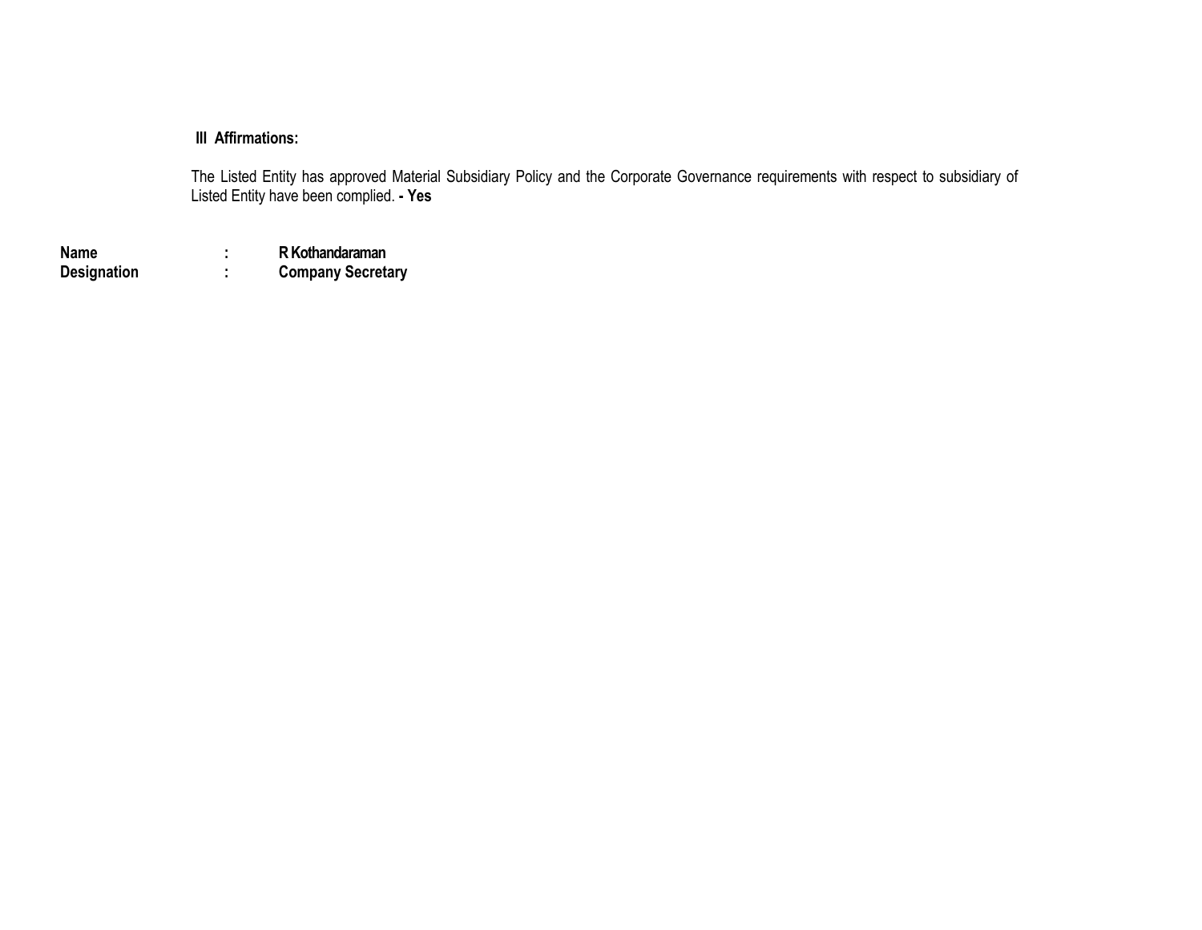**III Affirmations:**

The Listed Entity has approved Material Subsidiary Policy and the Corporate Governance requirements with respect to subsidiary of Listed Entity have been complied. **- Yes**

| | | |
|---|---|---|
| **Name** | **:** | **R Kothandaraman** |
| **Designation** | **:** | **Company Secretary** |